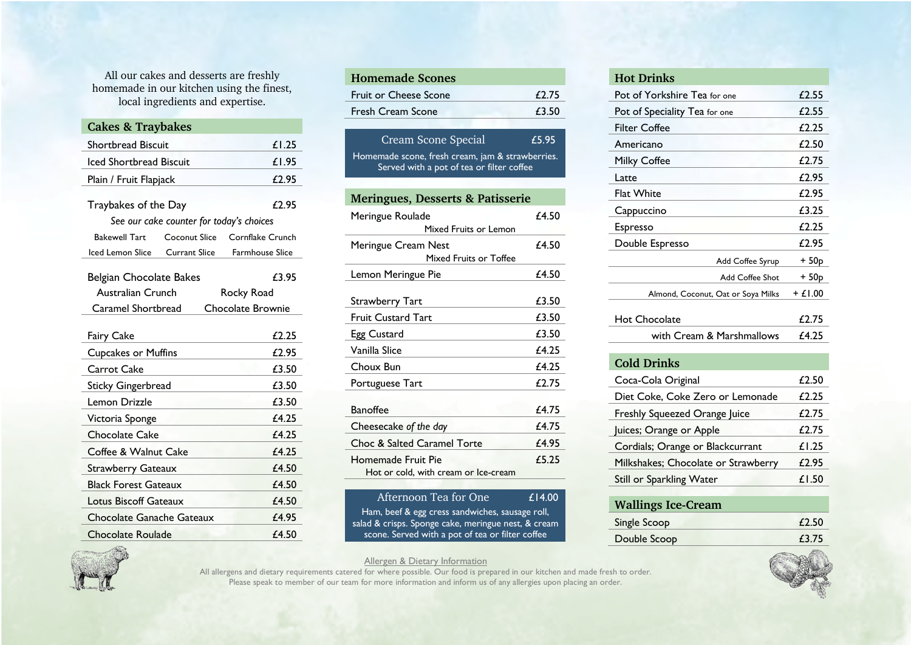All our cakes and desserts are freshly homemade in our kitchen using the finest, local ingredients and expertise.

## Cakes & Traybakes

| Item | Price |
|---|---|
| Shortbread Biscuit | £1.25 |
| Iced Shortbread Biscuit | £1.95 |
| Plain / Fruit Flapjack | £2.95 |
| Traybakes of the Day | £2.95 |

*See our cake counter for today's choices*

Bakewell Tart, Coconut Slice, Cornflake Crunch, Iced Lemon Slice, Currant Slice, Farmhouse Slice

| Item | Price |
|---|---|
| Belgian Chocolate Bakes | £3.95 |

Australian Crunch, Rocky Road, Caramel Shortbread, Chocolate Brownie

| Item | Price |
|---|---|
| Fairy Cake | £2.25 |
| Cupcakes or Muffins | £2.95 |
| Carrot Cake | £3.50 |
| Sticky Gingerbread | £3.50 |
| Lemon Drizzle | £3.50 |
| Victoria Sponge | £4.25 |
| Chocolate Cake | £4.25 |
| Coffee & Walnut Cake | £4.25 |
| Strawberry Gateaux | £4.50 |
| Black Forest Gateaux | £4.50 |
| Lotus Biscoff Gateaux | £4.50 |
| Chocolate Ganache Gateaux | £4.95 |
| Chocolate Roulade | £4.50 |

## Homemade Scones

| Item | Price |
|---|---|
| Fruit or Cheese Scone | £2.75 |
| Fresh Cream Scone | £3.50 |

**Cream Scone Special — £5.95**

Homemade scone, fresh cream, jam & strawberries. Served with a pot of tea or filter coffee

## Meringues, Desserts & Patisserie

| Item | Price |
|---|---|
| Meringue Roulade (Mixed Fruits or Lemon) | £4.50 |
| Meringue Cream Nest (Mixed Fruits or Toffee) | £4.50 |
| Lemon Meringue Pie | £4.50 |
| Strawberry Tart | £3.50 |
| Fruit Custard Tart | £3.50 |
| Egg Custard | £3.50 |
| Vanilla Slice | £4.25 |
| Choux Bun | £4.25 |
| Portuguese Tart | £2.75 |
| Banoffee | £4.75 |
| Cheesecake *of the day* | £4.75 |
| Choc & Salted Caramel Torte | £4.95 |
| Homemade Fruit Pie (Hot or cold, with cream or Ice-cream) | £5.25 |

**Afternoon Tea for One — £14.00**

Ham, beef & egg cress sandwiches, sausage roll, salad & crisps. Sponge cake, meringue nest, & cream scone. Served with a pot of tea or filter coffee

## Hot Drinks

| Item | Price |
|---|---|
| Pot of Yorkshire Tea for one | £2.55 |
| Pot of Speciality Tea for one | £2.55 |
| Filter Coffee | £2.25 |
| Americano | £2.50 |
| Milky Coffee | £2.75 |
| Latte | £2.95 |
| Flat White | £2.95 |
| Cappuccino | £3.25 |
| Espresso | £2.25 |
| Double Espresso | £2.95 |
| Add Coffee Syrup | + 50p |
| Add Coffee Shot | + 50p |
| Almond, Coconut, Oat or Soya Milks | + £1.00 |
| Hot Chocolate | £2.75 |
| with Cream & Marshmallows | £4.25 |

## Cold Drinks

| Item | Price |
|---|---|
| Coca-Cola Original | £2.50 |
| Diet Coke, Coke Zero or Lemonade | £2.25 |
| Freshly Squeezed Orange Juice | £2.75 |
| Juices; Orange or Apple | £2.75 |
| Cordials; Orange or Blackcurrant | £1.25 |
| Milkshakes; Chocolate or Strawberry | £2.95 |
| Still or Sparkling Water | £1.50 |

## Wallings Ice-Cream

| Item | Price |
|---|---|
| Single Scoop | £2.50 |
| Double Scoop | £3.75 |

Allergen & Dietary Information

All allergens and dietary requirements catered for where possible. Our food is prepared in our kitchen and made fresh to order. Please speak to member of our team for more information and inform us of any allergies upon placing an order.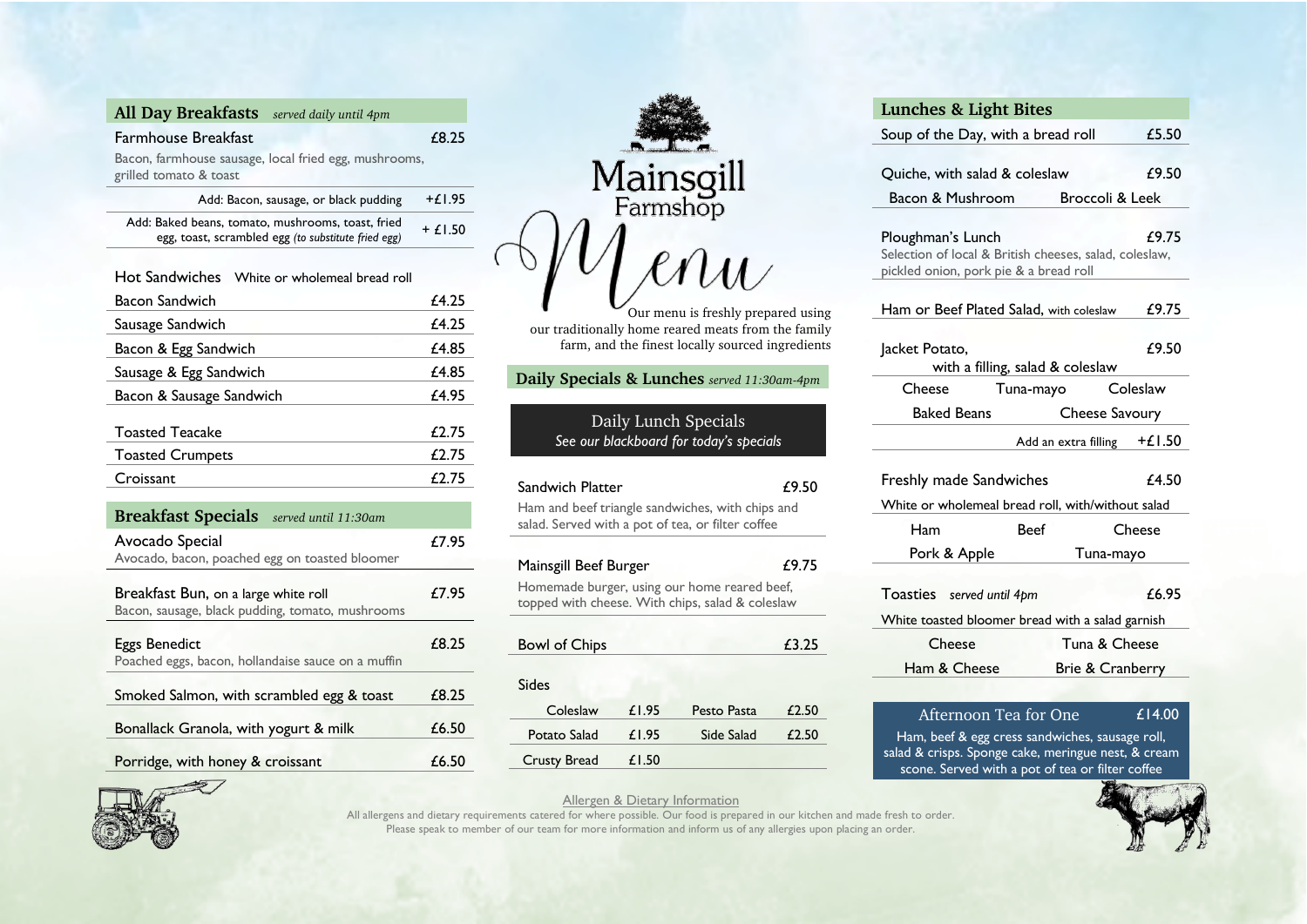# Mainsgill Farmshop

# Menu

Our menu is freshly prepared using our traditionally home reared meats from the family farm, and the finest locally sourced ingredients

## All Day Breakfasts *served daily until 4pm*

**Farmhouse Breakfast** — £8.25
Bacon, farmhouse sausage, local fried egg, mushrooms, grilled tomato & toast

Add: Bacon, sausage, or black pudding — +£1.95

Add: Baked beans, tomato, mushrooms, toast, fried egg, toast, scrambled egg *(to substitute fried egg)* — + £1.50

### Hot Sandwiches — White or wholemeal bread roll

| | |
|---|---|
| Bacon Sandwich | £4.25 |
| Sausage Sandwich | £4.25 |
| Bacon & Egg Sandwich | £4.85 |
| Sausage & Egg Sandwich | £4.85 |
| Bacon & Sausage Sandwich | £4.95 |

| | |
|---|---|
| Toasted Teacake | £2.75 |
| Toasted Crumpets | £2.75 |
| Croissant | £2.75 |

## Breakfast Specials *served until 11:30am*

**Avocado Special** — £7.95
Avocado, bacon, poached egg on toasted bloomer

**Breakfast Bun**, on a large white roll — £7.95
Bacon, sausage, black pudding, tomato, mushrooms

**Eggs Benedict** — £8.25
Poached eggs, bacon, hollandaise sauce on a muffin

**Smoked Salmon**, with scrambled egg & toast — £8.25

**Bonallack Granola**, with yogurt & milk — £6.50

**Porridge**, with honey & croissant — £6.50

## Daily Specials & Lunches *served 11:30am-4pm*

**Daily Lunch Specials**
*See our blackboard for today's specials*

**Sandwich Platter** — £9.50
Ham and beef triangle sandwiches, with chips and salad. Served with a pot of tea, or filter coffee

**Mainsgill Beef Burger** — £9.75
Homemade burger, using our home reared beef, topped with cheese. With chips, salad & coleslaw

**Bowl of Chips** — £3.25

### Sides

| | | | |
|---|---|---|---|
| Coleslaw | £1.95 | Pesto Pasta | £2.50 |
| Potato Salad | £1.95 | Side Salad | £2.50 |
| Crusty Bread | £1.50 | | |

## Lunches & Light Bites

**Soup of the Day**, with a bread roll — £5.50

**Quiche**, with salad & coleslaw — £9.50
Bacon & Mushroom | Broccoli & Leek

**Ploughman's Lunch** — £9.75
Selection of local & British cheeses, salad, coleslaw, pickled onion, pork pie & a bread roll

**Ham or Beef Plated Salad**, with coleslaw — £9.75

**Jacket Potato**, with a filling, salad & coleslaw — £9.50
Cheese | Tuna-mayo | Coleslaw
Baked Beans | Cheese Savoury

Add an extra filling — +£1.50

**Freshly made Sandwiches** — £4.50
White or wholemeal bread roll, with/without salad
Ham | Beef | Cheese
Pork & Apple | Tuna-mayo

**Toasties** *served until 4pm* — £6.95
White toasted bloomer bread with a salad garnish
Cheese | Tuna & Cheese
Ham & Cheese | Brie & Cranberry

**Afternoon Tea for One** — £14.00
Ham, beef & egg cress sandwiches, sausage roll, salad & crisps. Sponge cake, meringue nest, & cream scone. Served with a pot of tea or filter coffee

Allergen & Dietary Information
All allergens and dietary requirements catered for where possible. Our food is prepared in our kitchen and made fresh to order. Please speak to member of our team for more information and inform us of any allergies upon placing an order.